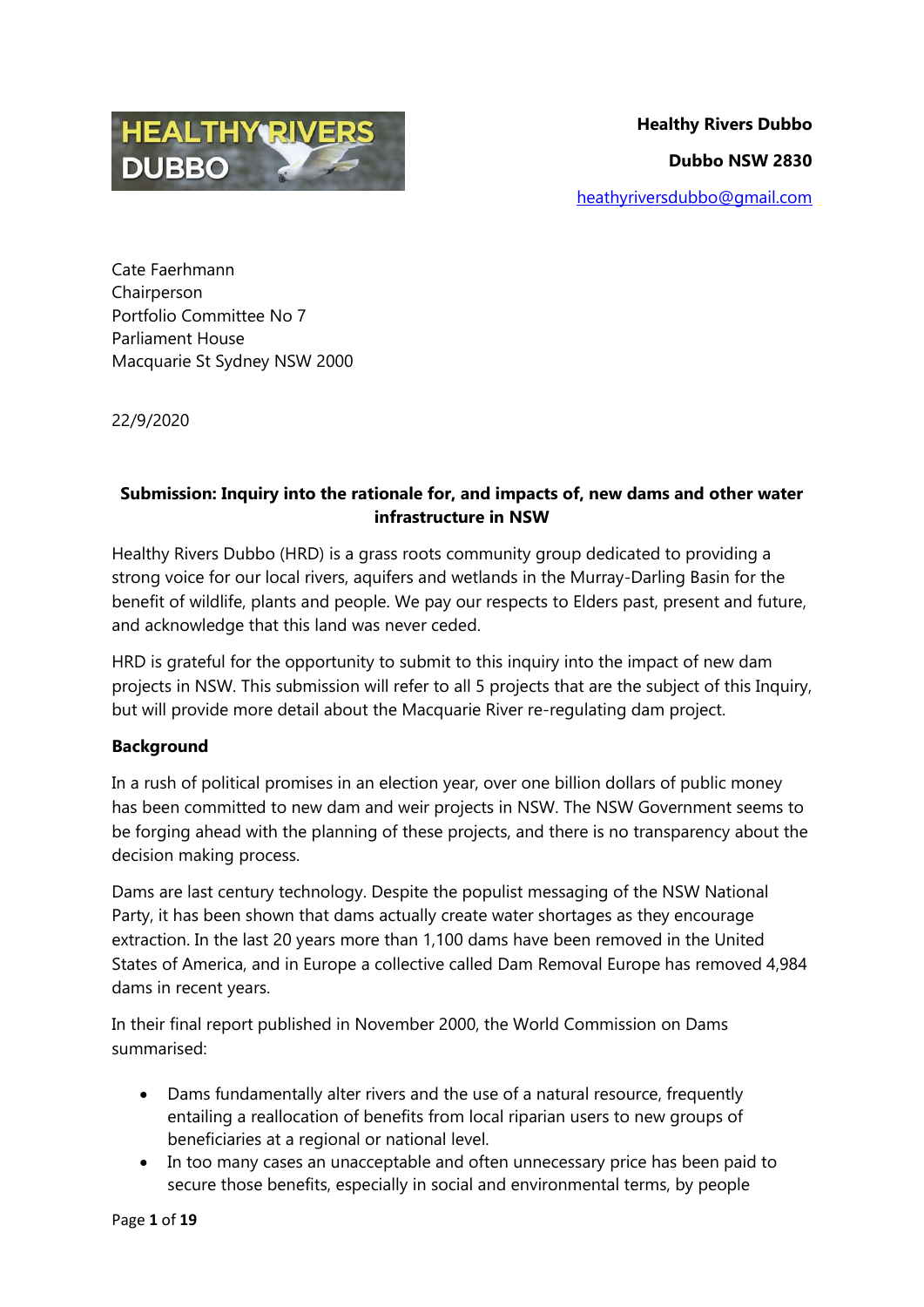**HEALTHY RIVERS DUBBO**

**Healthy Rivers Dubbo**

**Dubbo NSW 2830**

heathyriversdubbo@gmail.com

Cate Faerhmann
Chairperson
Portfolio Committee No 7
Parliament House
Macquarie St Sydney NSW 2000

22/9/2020

**Submission: Inquiry into the rationale for, and impacts of, new dams and other water infrastructure in NSW**

Healthy Rivers Dubbo (HRD) is a grass roots community group dedicated to providing a strong voice for our local rivers, aquifers and wetlands in the Murray-Darling Basin for the benefit of wildlife, plants and people. We pay our respects to Elders past, present and future, and acknowledge that this land was never ceded.

HRD is grateful for the opportunity to submit to this inquiry into the impact of new dam projects in NSW. This submission will refer to all 5 projects that are the subject of this Inquiry, but will provide more detail about the Macquarie River re-regulating dam project.

**Background**

In a rush of political promises in an election year, over one billion dollars of public money has been committed to new dam and weir projects in NSW. The NSW Government seems to be forging ahead with the planning of these projects, and there is no transparency about the decision making process.

Dams are last century technology. Despite the populist messaging of the NSW National Party, it has been shown that dams actually create water shortages as they encourage extraction. In the last 20 years more than 1,100 dams have been removed in the United States of America, and in Europe a collective called Dam Removal Europe has removed 4,984 dams in recent years.

In their final report published in November 2000, the World Commission on Dams summarised:

- Dams fundamentally alter rivers and the use of a natural resource, frequently entailing a reallocation of benefits from local riparian users to new groups of beneficiaries at a regional or national level.
- In too many cases an unacceptable and often unnecessary price has been paid to secure those benefits, especially in social and environmental terms, by people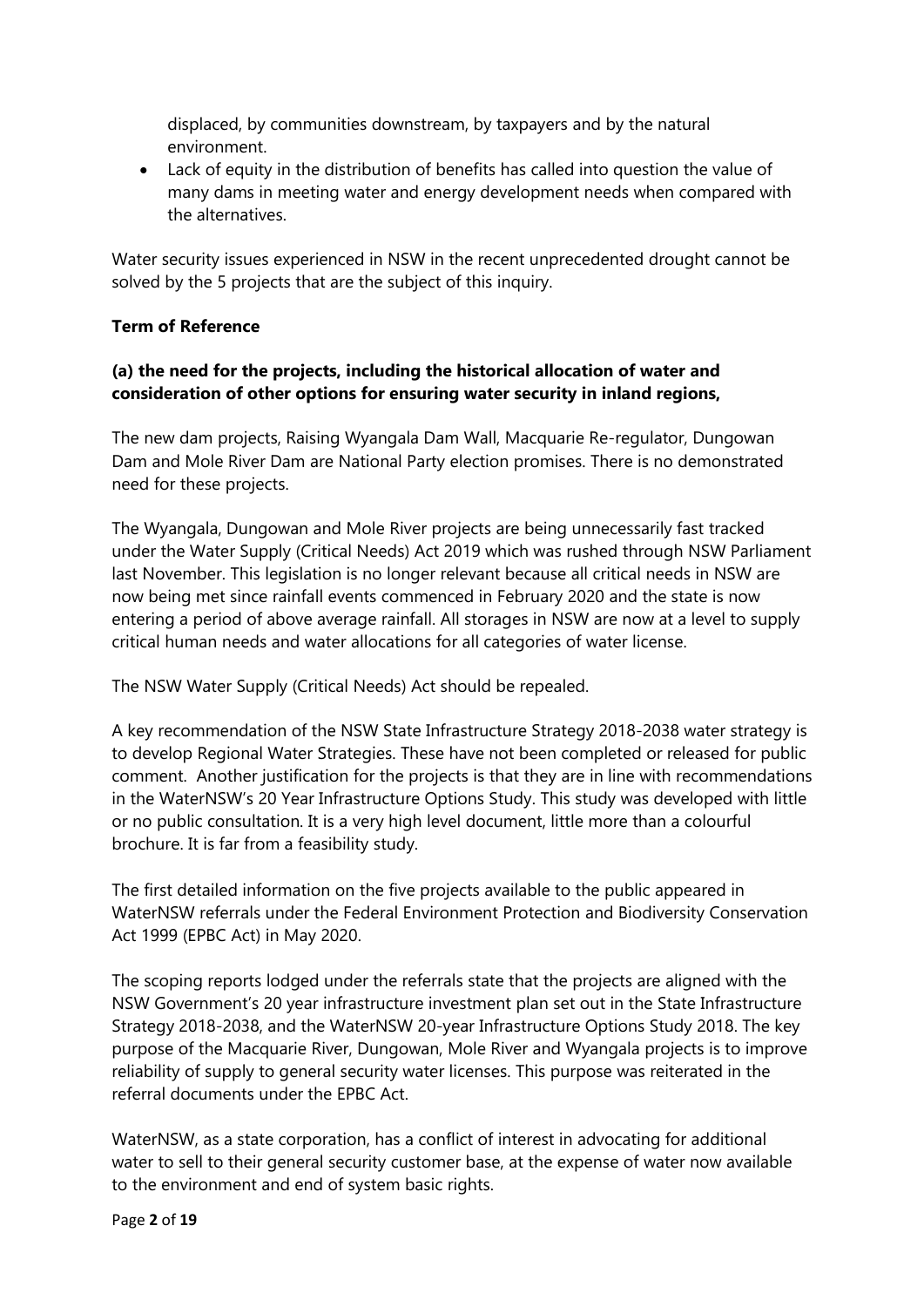displaced, by communities downstream, by taxpayers and by the natural environment.

- Lack of equity in the distribution of benefits has called into question the value of many dams in meeting water and energy development needs when compared with the alternatives.

Water security issues experienced in NSW in the recent unprecedented drought cannot be solved by the 5 projects that are the subject of this inquiry.

**Term of Reference**

**(a) the need for the projects, including the historical allocation of water and consideration of other options for ensuring water security in inland regions,**

The new dam projects, Raising Wyangala Dam Wall, Macquarie Re-regulator, Dungowan Dam and Mole River Dam are National Party election promises. There is no demonstrated need for these projects.

The Wyangala, Dungowan and Mole River projects are being unnecessarily fast tracked under the Water Supply (Critical Needs) Act 2019 which was rushed through NSW Parliament last November. This legislation is no longer relevant because all critical needs in NSW are now being met since rainfall events commenced in February 2020 and the state is now entering a period of above average rainfall. All storages in NSW are now at a level to supply critical human needs and water allocations for all categories of water license.

The NSW Water Supply (Critical Needs) Act should be repealed.

A key recommendation of the NSW State Infrastructure Strategy 2018-2038 water strategy is to develop Regional Water Strategies. These have not been completed or released for public comment. Another justification for the projects is that they are in line with recommendations in the WaterNSW's 20 Year Infrastructure Options Study. This study was developed with little or no public consultation. It is a very high level document, little more than a colourful brochure. It is far from a feasibility study.

The first detailed information on the five projects available to the public appeared in WaterNSW referrals under the Federal Environment Protection and Biodiversity Conservation Act 1999 (EPBC Act) in May 2020.

The scoping reports lodged under the referrals state that the projects are aligned with the NSW Government's 20 year infrastructure investment plan set out in the State Infrastructure Strategy 2018-2038, and the WaterNSW 20-year Infrastructure Options Study 2018. The key purpose of the Macquarie River, Dungowan, Mole River and Wyangala projects is to improve reliability of supply to general security water licenses. This purpose was reiterated in the referral documents under the EPBC Act.

WaterNSW, as a state corporation, has a conflict of interest in advocating for additional water to sell to their general security customer base, at the expense of water now available to the environment and end of system basic rights.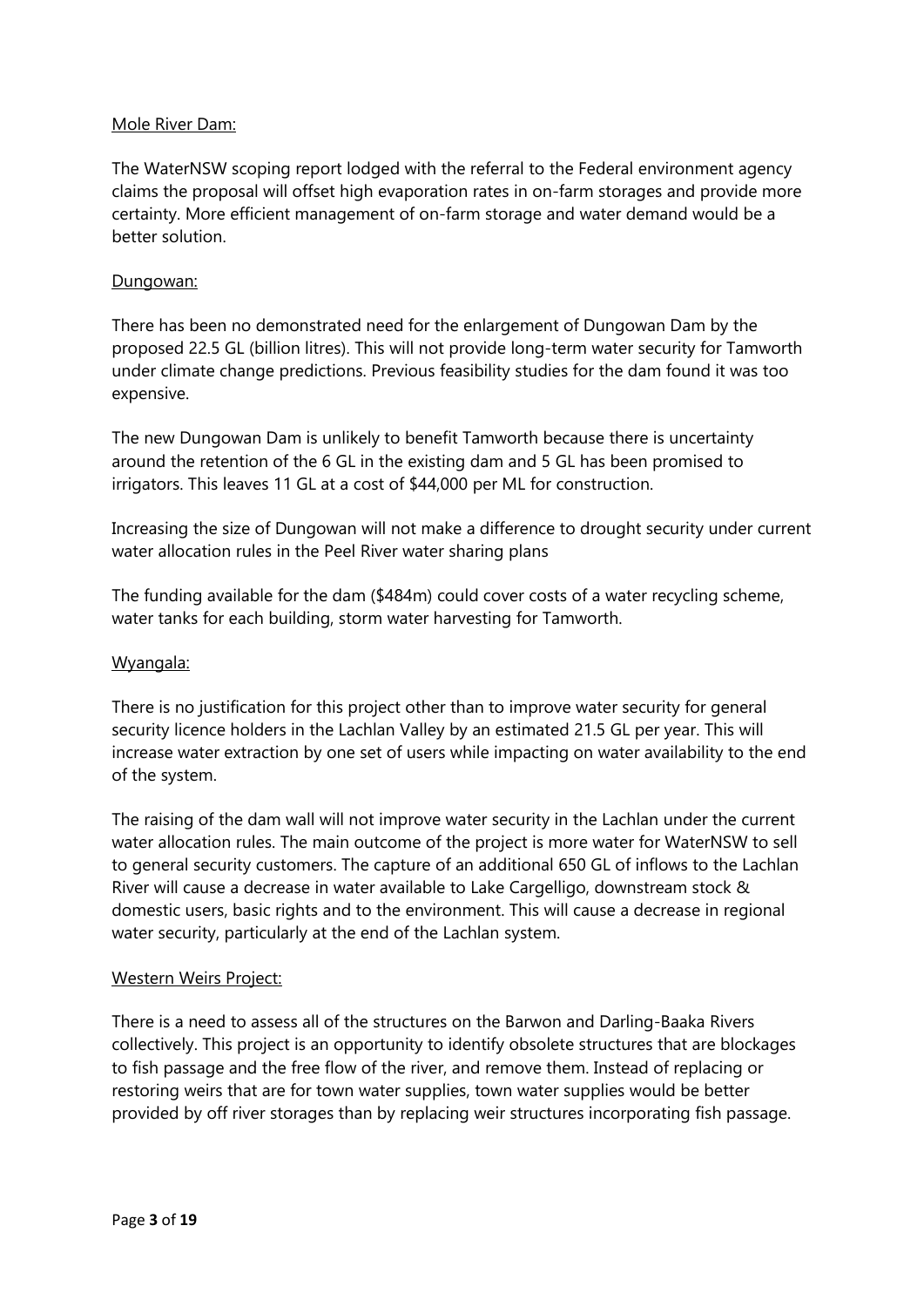Mole River Dam:

The WaterNSW scoping report lodged with the referral to the Federal environment agency claims the proposal will offset high evaporation rates in on-farm storages and provide more certainty. More efficient management of on-farm storage and water demand would be a better solution.

Dungowan:

There has been no demonstrated need for the enlargement of Dungowan Dam by the proposed 22.5 GL (billion litres). This will not provide long-term water security for Tamworth under climate change predictions. Previous feasibility studies for the dam found it was too expensive.

The new Dungowan Dam is unlikely to benefit Tamworth because there is uncertainty around the retention of the 6 GL in the existing dam and 5 GL has been promised to irrigators. This leaves 11 GL at a cost of $44,000 per ML for construction.

Increasing the size of Dungowan will not make a difference to drought security under current water allocation rules in the Peel River water sharing plans

The funding available for the dam ($484m) could cover costs of a water recycling scheme, water tanks for each building, storm water harvesting for Tamworth.

Wyangala:

There is no justification for this project other than to improve water security for general security licence holders in the Lachlan Valley by an estimated 21.5 GL per year. This will increase water extraction by one set of users while impacting on water availability to the end of the system.

The raising of the dam wall will not improve water security in the Lachlan under the current water allocation rules. The main outcome of the project is more water for WaterNSW to sell to general security customers. The capture of an additional 650 GL of inflows to the Lachlan River will cause a decrease in water available to Lake Cargelligo, downstream stock & domestic users, basic rights and to the environment. This will cause a decrease in regional water security, particularly at the end of the Lachlan system.

Western Weirs Project:

There is a need to assess all of the structures on the Barwon and Darling-Baaka Rivers collectively. This project is an opportunity to identify obsolete structures that are blockages to fish passage and the free flow of the river, and remove them. Instead of replacing or restoring weirs that are for town water supplies, town water supplies would be better provided by off river storages than by replacing weir structures incorporating fish passage.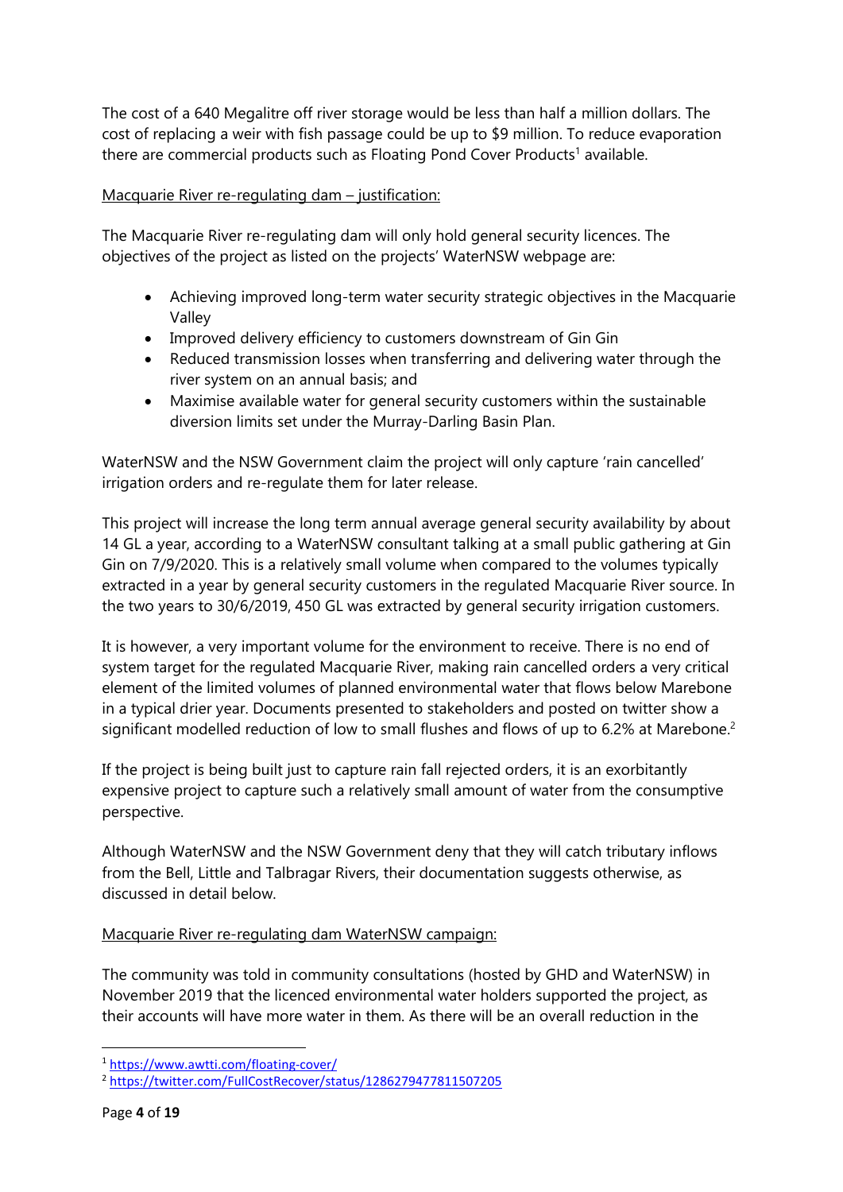The cost of a 640 Megalitre off river storage would be less than half a million dollars. The cost of replacing a weir with fish passage could be up to $9 million. To reduce evaporation there are commercial products such as Floating Pond Cover Products[1] available.

<u>Macquarie River re-regulating dam – justification:</u>

The Macquarie River re-regulating dam will only hold general security licences. The objectives of the project as listed on the projects' WaterNSW webpage are:

- Achieving improved long-term water security strategic objectives in the Macquarie Valley
- Improved delivery efficiency to customers downstream of Gin Gin
- Reduced transmission losses when transferring and delivering water through the river system on an annual basis; and
- Maximise available water for general security customers within the sustainable diversion limits set under the Murray-Darling Basin Plan.

WaterNSW and the NSW Government claim the project will only capture 'rain cancelled' irrigation orders and re-regulate them for later release.

This project will increase the long term annual average general security availability by about 14 GL a year, according to a WaterNSW consultant talking at a small public gathering at Gin Gin on 7/9/2020. This is a relatively small volume when compared to the volumes typically extracted in a year by general security customers in the regulated Macquarie River source. In the two years to 30/6/2019, 450 GL was extracted by general security irrigation customers.

It is however, a very important volume for the environment to receive. There is no end of system target for the regulated Macquarie River, making rain cancelled orders a very critical element of the limited volumes of planned environmental water that flows below Marebone in a typical drier year. Documents presented to stakeholders and posted on twitter show a significant modelled reduction of low to small flushes and flows of up to 6.2% at Marebone.[2]

If the project is being built just to capture rain fall rejected orders, it is an exorbitantly expensive project to capture such a relatively small amount of water from the consumptive perspective.

Although WaterNSW and the NSW Government deny that they will catch tributary inflows from the Bell, Little and Talbragar Rivers, their documentation suggests otherwise, as discussed in detail below.

<u>Macquarie River re-regulating dam WaterNSW campaign:</u>

The community was told in community consultations (hosted by GHD and WaterNSW) in November 2019 that the licenced environmental water holders supported the project, as their accounts will have more water in them. As there will be an overall reduction in the

---

[1] https://www.awtti.com/floating-cover/

[2] https://twitter.com/FullCostRecover/status/1286279477811507205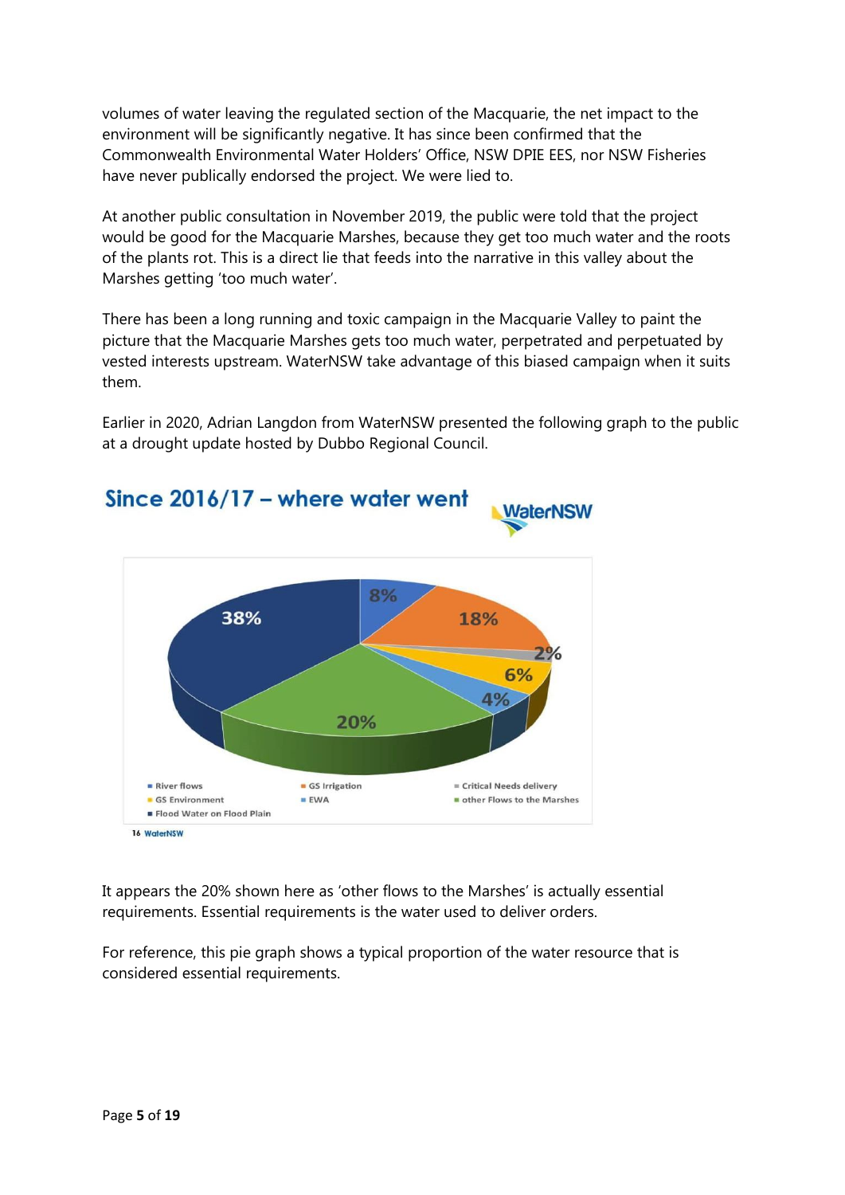volumes of water leaving the regulated section of the Macquarie, the net impact to the environment will be significantly negative. It has since been confirmed that the Commonwealth Environmental Water Holders' Office, NSW DPIE EES, nor NSW Fisheries have never publically endorsed the project. We were lied to.

At another public consultation in November 2019, the public were told that the project would be good for the Macquarie Marshes, because they get too much water and the roots of the plants rot. This is a direct lie that feeds into the narrative in this valley about the Marshes getting 'too much water'.

There has been a long running and toxic campaign in the Macquarie Valley to paint the picture that the Macquarie Marshes gets too much water, perpetrated and perpetuated by vested interests upstream. WaterNSW take advantage of this biased campaign when it suits them.

Earlier in 2020, Adrian Langdon from WaterNSW presented the following graph to the public at a drought update hosted by Dubbo Regional Council.

**Since 2016/17 – where water went** (WaterNSW)

| Category | Share |
|---|---|
| River flows | 8% |
| GS Irrigation | 18% |
| Critical Needs delivery | 2% |
| GS Environment | 6% |
| EWA | 4% |
| other Flows to the Marshes | 20% |
| Flood Water on Flood Plain | 38% |

16 WaterNSW

It appears the 20% shown here as 'other flows to the Marshes' is actually essential requirements. Essential requirements is the water used to deliver orders.

For reference, this pie graph shows a typical proportion of the water resource that is considered essential requirements.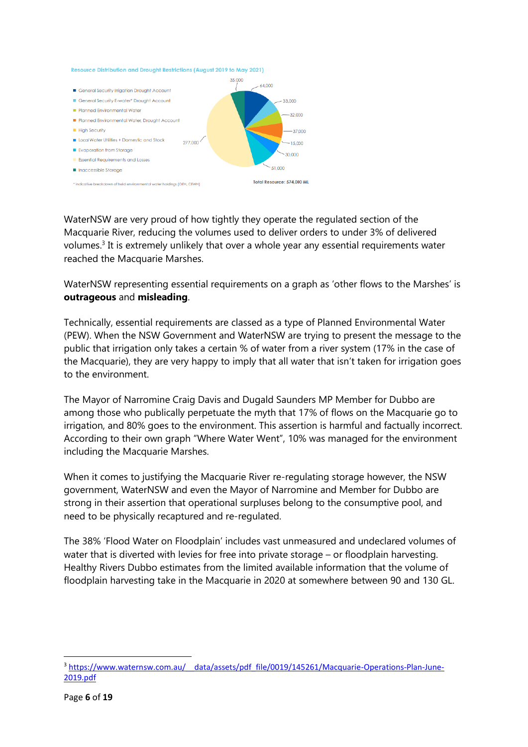Resource Distribution and Drought Restrictions (August 2019 to May 2021)

- General Security Irrigation Drought Account
- General Security E-water* Drought Account
- Planned Environmental Water
- Planned Environmental Water, Drought Account
- High Security
- Local Water Utilities + Domestic and Stock
- Evaporation from Storage
- Essential Requirements and Losses
- Inaccessible Storage

35,000 64,000 33,000 32,000 37,000 15,000 30,000 51,000 277,000

\* indicative breakdown of held environmental water holdings (OEH, CEWH)

Total Resource: 574,000 ML

WaterNSW are very proud of how tightly they operate the regulated section of the Macquarie River, reducing the volumes used to deliver orders to under 3% of delivered volumes.[3] It is extremely unlikely that over a whole year any essential requirements water reached the Macquarie Marshes.

WaterNSW representing essential requirements on a graph as 'other flows to the Marshes' is **outrageous** and **misleading**.

Technically, essential requirements are classed as a type of Planned Environmental Water (PEW). When the NSW Government and WaterNSW are trying to present the message to the public that irrigation only takes a certain % of water from a river system (17% in the case of the Macquarie), they are very happy to imply that all water that isn't taken for irrigation goes to the environment.

The Mayor of Narromine Craig Davis and Dugald Saunders MP Member for Dubbo are among those who publically perpetuate the myth that 17% of flows on the Macquarie go to irrigation, and 80% goes to the environment. This assertion is harmful and factually incorrect. According to their own graph "Where Water Went", 10% was managed for the environment including the Macquarie Marshes.

When it comes to justifying the Macquarie River re-regulating storage however, the NSW government, WaterNSW and even the Mayor of Narromine and Member for Dubbo are strong in their assertion that operational surpluses belong to the consumptive pool, and need to be physically recaptured and re-regulated.

The 38% 'Flood Water on Floodplain' includes vast unmeasured and undeclared volumes of water that is diverted with levies for free into private storage – or floodplain harvesting. Healthy Rivers Dubbo estimates from the limited available information that the volume of floodplain harvesting take in the Macquarie in 2020 at somewhere between 90 and 130 GL.

---

[3] https://www.waternsw.com.au/__data/assets/pdf_file/0019/145261/Macquarie-Operations-Plan-June-2019.pdf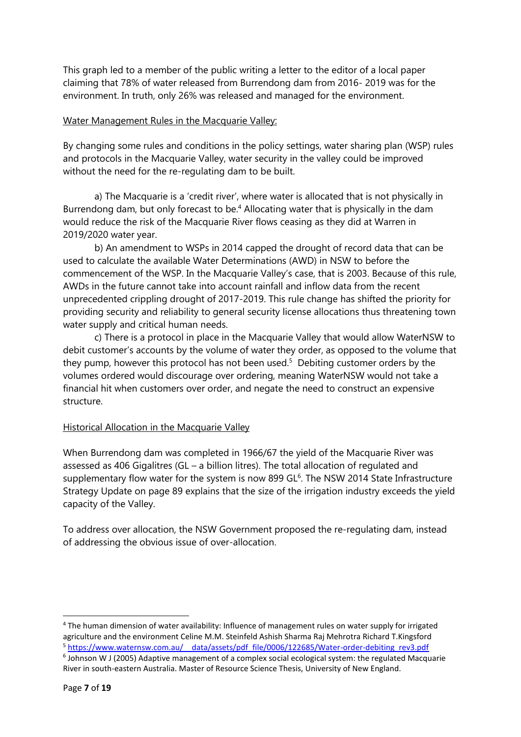This graph led to a member of the public writing a letter to the editor of a local paper claiming that 78% of water released from Burrendong dam from 2016- 2019 was for the environment. In truth, only 26% was released and managed for the environment.

Water Management Rules in the Macquarie Valley:

By changing some rules and conditions in the policy settings, water sharing plan (WSP) rules and protocols in the Macquarie Valley, water security in the valley could be improved without the need for the re-regulating dam to be built.

a) The Macquarie is a 'credit river', where water is allocated that is not physically in Burrendong dam, but only forecast to be.[4] Allocating water that is physically in the dam would reduce the risk of the Macquarie River flows ceasing as they did at Warren in 2019/2020 water year.

b) An amendment to WSPs in 2014 capped the drought of record data that can be used to calculate the available Water Determinations (AWD) in NSW to before the commencement of the WSP. In the Macquarie Valley's case, that is 2003. Because of this rule, AWDs in the future cannot take into account rainfall and inflow data from the recent unprecedented crippling drought of 2017-2019. This rule change has shifted the priority for providing security and reliability to general security license allocations thus threatening town water supply and critical human needs.

c) There is a protocol in place in the Macquarie Valley that would allow WaterNSW to debit customer's accounts by the volume of water they order, as opposed to the volume that they pump, however this protocol has not been used.[5] Debiting customer orders by the volumes ordered would discourage over ordering, meaning WaterNSW would not take a financial hit when customers over order, and negate the need to construct an expensive structure.

Historical Allocation in the Macquarie Valley

When Burrendong dam was completed in 1966/67 the yield of the Macquarie River was assessed as 406 Gigalitres (GL – a billion litres). The total allocation of regulated and supplementary flow water for the system is now 899 GL[6]. The NSW 2014 State Infrastructure Strategy Update on page 89 explains that the size of the irrigation industry exceeds the yield capacity of the Valley.

To address over allocation, the NSW Government proposed the re-regulating dam, instead of addressing the obvious issue of over-allocation.

---

[4] The human dimension of water availability: Influence of management rules on water supply for irrigated agriculture and the environment Celine M.M. Steinfeld Ashish Sharma Raj Mehrotra Richard T.Kingsford

[5] https://www.waternsw.com.au/__data/assets/pdf_file/0006/122685/Water-order-debiting_rev3.pdf

[6] Johnson W J (2005) Adaptive management of a complex social ecological system: the regulated Macquarie River in south-eastern Australia. Master of Resource Science Thesis, University of New England.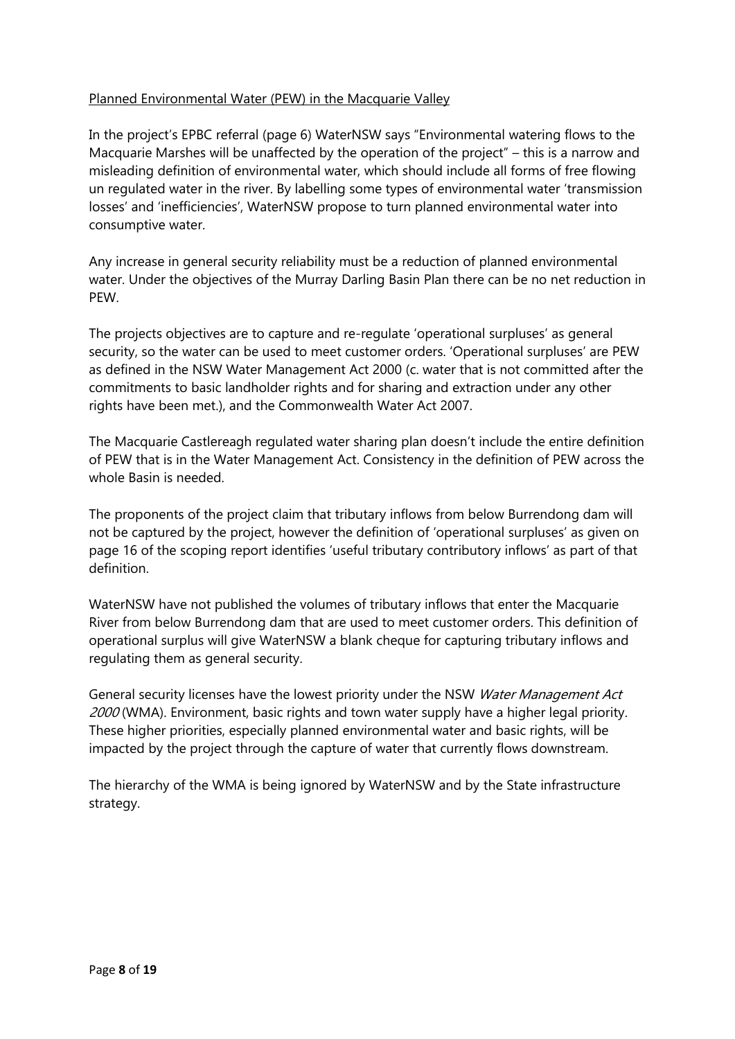Planned Environmental Water (PEW) in the Macquarie Valley

In the project's EPBC referral (page 6) WaterNSW says "Environmental watering flows to the Macquarie Marshes will be unaffected by the operation of the project" – this is a narrow and misleading definition of environmental water, which should include all forms of free flowing un regulated water in the river. By labelling some types of environmental water 'transmission losses' and 'inefficiencies', WaterNSW propose to turn planned environmental water into consumptive water.

Any increase in general security reliability must be a reduction of planned environmental water. Under the objectives of the Murray Darling Basin Plan there can be no net reduction in PEW.

The projects objectives are to capture and re-regulate 'operational surpluses' as general security, so the water can be used to meet customer orders. 'Operational surpluses' are PEW as defined in the NSW Water Management Act 2000 (c. water that is not committed after the commitments to basic landholder rights and for sharing and extraction under any other rights have been met.), and the Commonwealth Water Act 2007.

The Macquarie Castlereagh regulated water sharing plan doesn't include the entire definition of PEW that is in the Water Management Act. Consistency in the definition of PEW across the whole Basin is needed.

The proponents of the project claim that tributary inflows from below Burrendong dam will not be captured by the project, however the definition of 'operational surpluses' as given on page 16 of the scoping report identifies 'useful tributary contributory inflows' as part of that definition.

WaterNSW have not published the volumes of tributary inflows that enter the Macquarie River from below Burrendong dam that are used to meet customer orders. This definition of operational surplus will give WaterNSW a blank cheque for capturing tributary inflows and regulating them as general security.

General security licenses have the lowest priority under the NSW *Water Management Act 2000* (WMA). Environment, basic rights and town water supply have a higher legal priority. These higher priorities, especially planned environmental water and basic rights, will be impacted by the project through the capture of water that currently flows downstream.

The hierarchy of the WMA is being ignored by WaterNSW and by the State infrastructure strategy.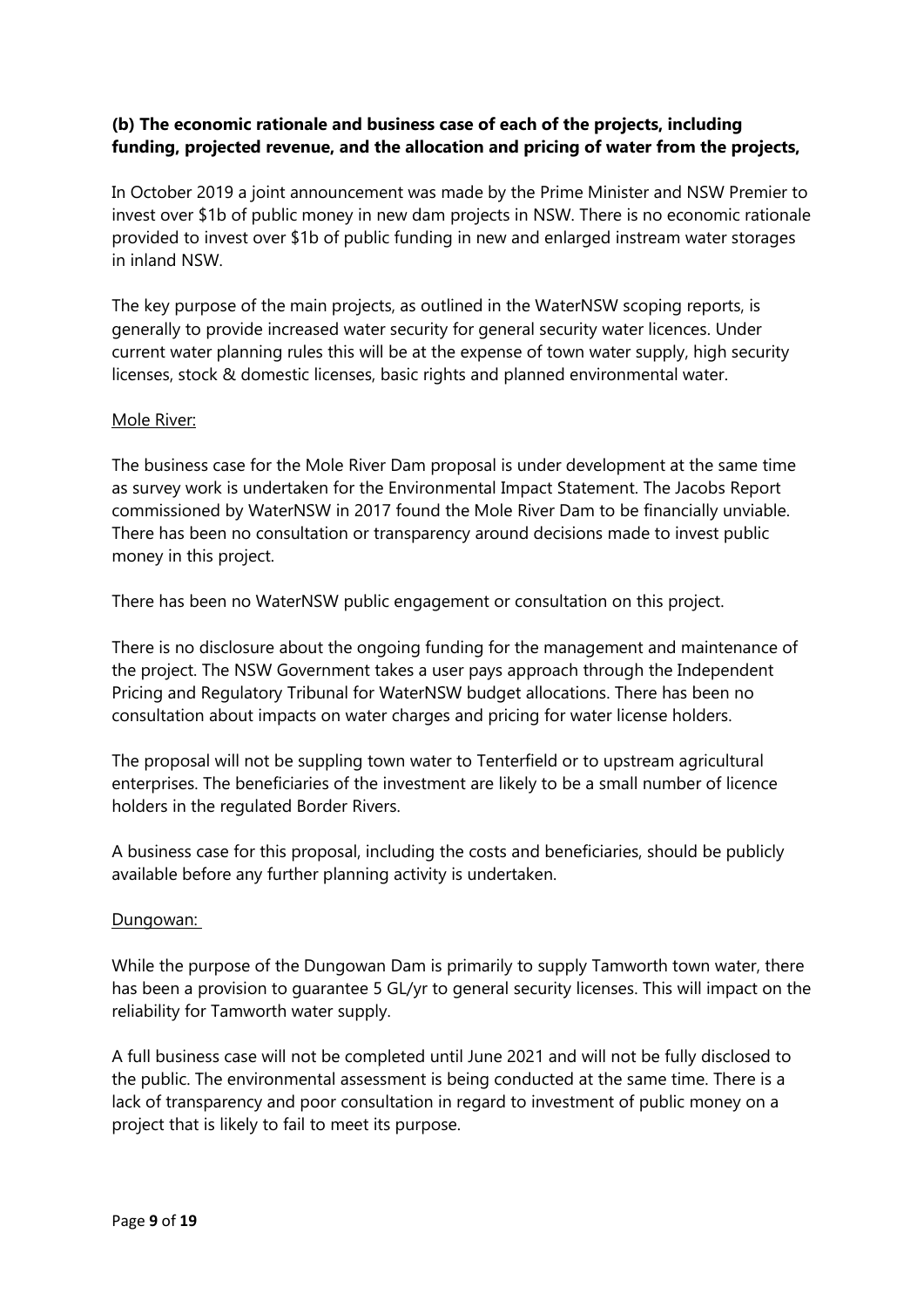**(b) The economic rationale and business case of each of the projects, including funding, projected revenue, and the allocation and pricing of water from the projects,**

In October 2019 a joint announcement was made by the Prime Minister and NSW Premier to invest over $1b of public money in new dam projects in NSW. There is no economic rationale provided to invest over $1b of public funding in new and enlarged instream water storages in inland NSW.

The key purpose of the main projects, as outlined in the WaterNSW scoping reports, is generally to provide increased water security for general security water licences. Under current water planning rules this will be at the expense of town water supply, high security licenses, stock & domestic licenses, basic rights and planned environmental water.

<u>Mole River:</u>

The business case for the Mole River Dam proposal is under development at the same time as survey work is undertaken for the Environmental Impact Statement. The Jacobs Report commissioned by WaterNSW in 2017 found the Mole River Dam to be financially unviable. There has been no consultation or transparency around decisions made to invest public money in this project.

There has been no WaterNSW public engagement or consultation on this project.

There is no disclosure about the ongoing funding for the management and maintenance of the project. The NSW Government takes a user pays approach through the Independent Pricing and Regulatory Tribunal for WaterNSW budget allocations. There has been no consultation about impacts on water charges and pricing for water license holders.

The proposal will not be suppling town water to Tenterfield or to upstream agricultural enterprises. The beneficiaries of the investment are likely to be a small number of licence holders in the regulated Border Rivers.

A business case for this proposal, including the costs and beneficiaries, should be publicly available before any further planning activity is undertaken.

<u>Dungowan:</u>

While the purpose of the Dungowan Dam is primarily to supply Tamworth town water, there has been a provision to guarantee 5 GL/yr to general security licenses. This will impact on the reliability for Tamworth water supply.

A full business case will not be completed until June 2021 and will not be fully disclosed to the public. The environmental assessment is being conducted at the same time. There is a lack of transparency and poor consultation in regard to investment of public money on a project that is likely to fail to meet its purpose.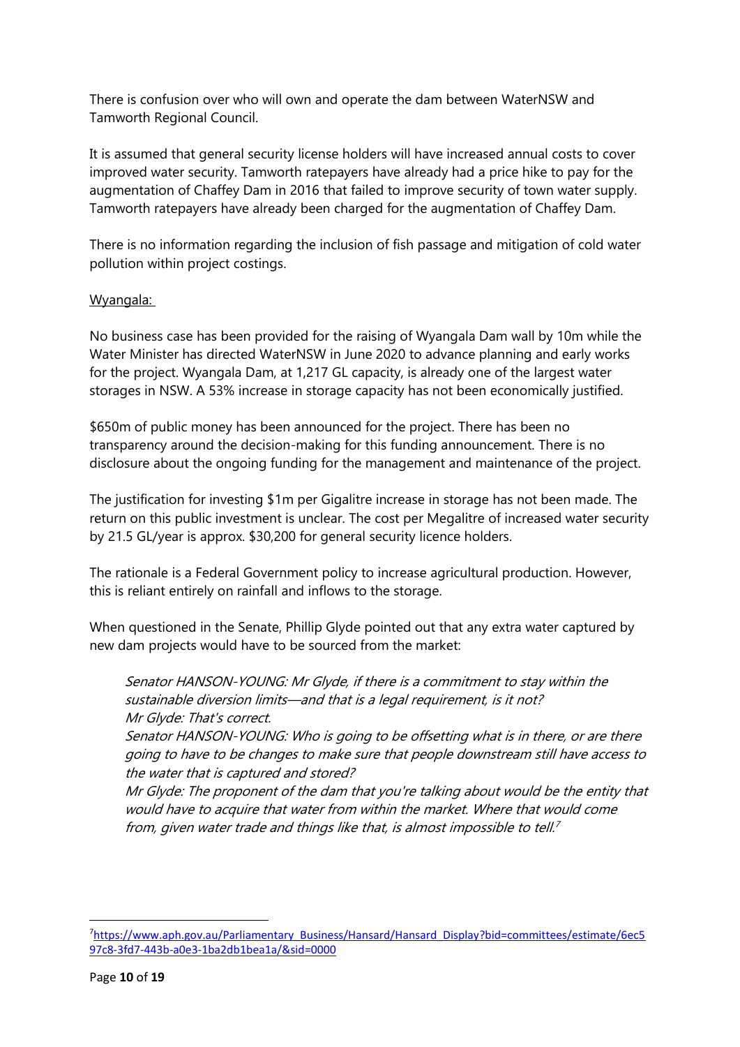There is confusion over who will own and operate the dam between WaterNSW and Tamworth Regional Council.

It is assumed that general security license holders will have increased annual costs to cover improved water security. Tamworth ratepayers have already had a price hike to pay for the augmentation of Chaffey Dam in 2016 that failed to improve security of town water supply. Tamworth ratepayers have already been charged for the augmentation of Chaffey Dam.

There is no information regarding the inclusion of fish passage and mitigation of cold water pollution within project costings.

Wyangala:

No business case has been provided for the raising of Wyangala Dam wall by 10m while the Water Minister has directed WaterNSW in June 2020 to advance planning and early works for the project. Wyangala Dam, at 1,217 GL capacity, is already one of the largest water storages in NSW. A 53% increase in storage capacity has not been economically justified.

$650m of public money has been announced for the project. There has been no transparency around the decision-making for this funding announcement. There is no disclosure about the ongoing funding for the management and maintenance of the project.

The justification for investing $1m per Gigalitre increase in storage has not been made. The return on this public investment is unclear. The cost per Megalitre of increased water security by 21.5 GL/year is approx. $30,200 for general security licence holders.

The rationale is a Federal Government policy to increase agricultural production. However, this is reliant entirely on rainfall and inflows to the storage.

When questioned in the Senate, Phillip Glyde pointed out that any extra water captured by new dam projects would have to be sourced from the market:

> *Senator HANSON-YOUNG: Mr Glyde, if there is a commitment to stay within the sustainable diversion limits—and that is a legal requirement, is it not?*
> *Mr Glyde: That's correct.*
> *Senator HANSON-YOUNG: Who is going to be offsetting what is in there, or are there going to have to be changes to make sure that people downstream still have access to the water that is captured and stored?*
> *Mr Glyde: The proponent of the dam that you're talking about would be the entity that would have to acquire that water from within the market. Where that would come from, given water trade and things like that, is almost impossible to tell.*[7]

[7] https://www.aph.gov.au/Parliamentary_Business/Hansard/Hansard_Display?bid=committees/estimate/6ec597c8-3fd7-443b-a0e3-1ba2db1bea1a/&sid=0000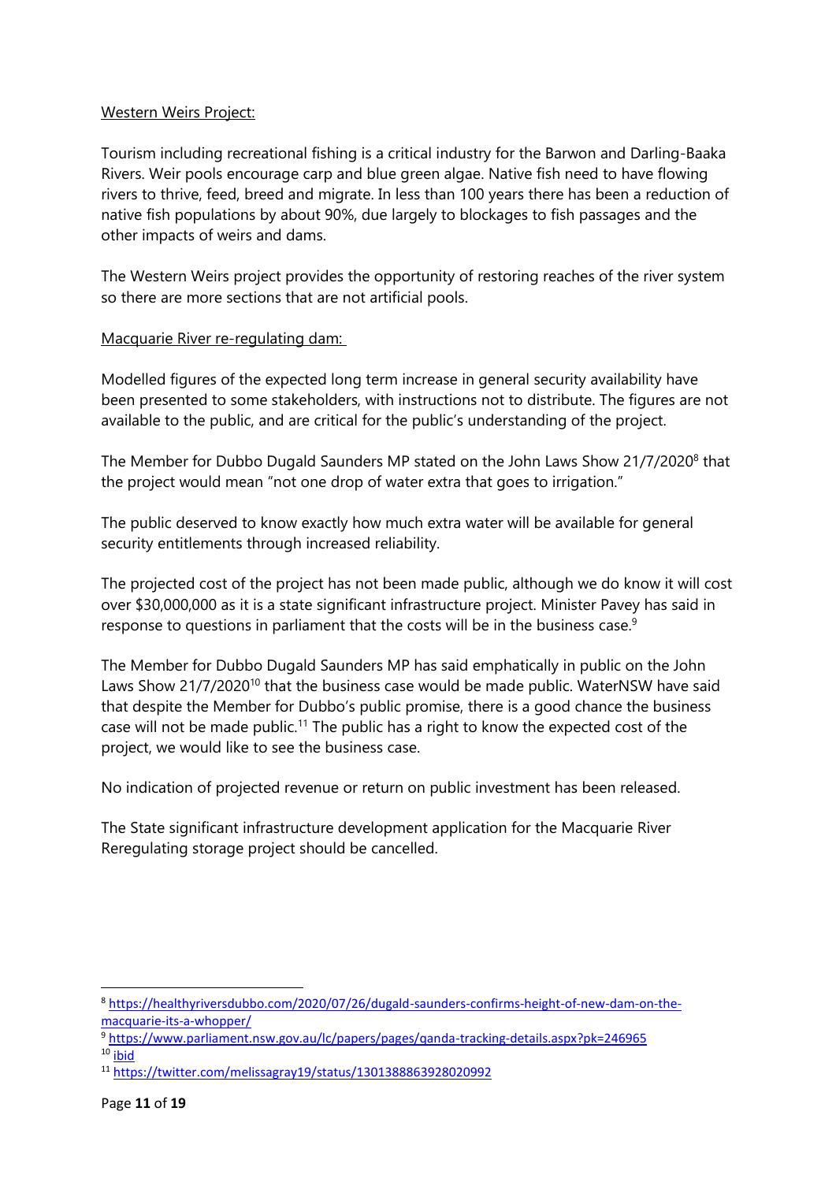<u>Western Weirs Project:</u>

Tourism including recreational fishing is a critical industry for the Barwon and Darling-Baaka Rivers. Weir pools encourage carp and blue green algae. Native fish need to have flowing rivers to thrive, feed, breed and migrate. In less than 100 years there has been a reduction of native fish populations by about 90%, due largely to blockages to fish passages and the other impacts of weirs and dams.

The Western Weirs project provides the opportunity of restoring reaches of the river system so there are more sections that are not artificial pools.

<u>Macquarie River re-regulating dam:</u>

Modelled figures of the expected long term increase in general security availability have been presented to some stakeholders, with instructions not to distribute. The figures are not available to the public, and are critical for the public's understanding of the project.

The Member for Dubbo Dugald Saunders MP stated on the John Laws Show 21/7/2020[8] that the project would mean "not one drop of water extra that goes to irrigation."

The public deserved to know exactly how much extra water will be available for general security entitlements through increased reliability.

The projected cost of the project has not been made public, although we do know it will cost over $30,000,000 as it is a state significant infrastructure project. Minister Pavey has said in response to questions in parliament that the costs will be in the business case.[9]

The Member for Dubbo Dugald Saunders MP has said emphatically in public on the John Laws Show 21/7/2020[10] that the business case would be made public. WaterNSW have said that despite the Member for Dubbo's public promise, there is a good chance the business case will not be made public.[11] The public has a right to know the expected cost of the project, we would like to see the business case.

No indication of projected revenue or return on public investment has been released.

The State significant infrastructure development application for the Macquarie River Reregulating storage project should be cancelled.

---

[8] https://healthyriversdubbo.com/2020/07/26/dugald-saunders-confirms-height-of-new-dam-on-the-macquarie-its-a-whopper/

[9] https://www.parliament.nsw.gov.au/lc/papers/pages/qanda-tracking-details.aspx?pk=246965

[10] ibid

[11] https://twitter.com/melissagray19/status/1301388863928020992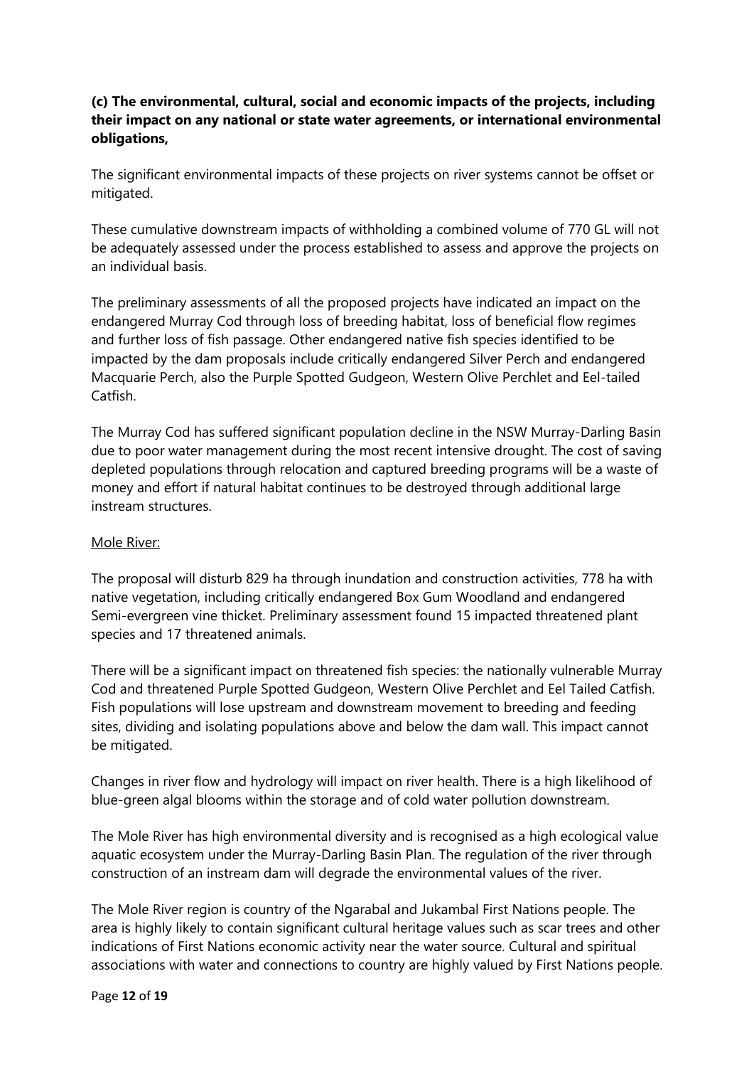**(c) The environmental, cultural, social and economic impacts of the projects, including their impact on any national or state water agreements, or international environmental obligations,**

The significant environmental impacts of these projects on river systems cannot be offset or mitigated.

These cumulative downstream impacts of withholding a combined volume of 770 GL will not be adequately assessed under the process established to assess and approve the projects on an individual basis.

The preliminary assessments of all the proposed projects have indicated an impact on the endangered Murray Cod through loss of breeding habitat, loss of beneficial flow regimes and further loss of fish passage. Other endangered native fish species identified to be impacted by the dam proposals include critically endangered Silver Perch and endangered Macquarie Perch, also the Purple Spotted Gudgeon, Western Olive Perchlet and Eel-tailed Catfish.

The Murray Cod has suffered significant population decline in the NSW Murray-Darling Basin due to poor water management during the most recent intensive drought. The cost of saving depleted populations through relocation and captured breeding programs will be a waste of money and effort if natural habitat continues to be destroyed through additional large instream structures.

<u>Mole River:</u>

The proposal will disturb 829 ha through inundation and construction activities, 778 ha with native vegetation, including critically endangered Box Gum Woodland and endangered Semi-evergreen vine thicket. Preliminary assessment found 15 impacted threatened plant species and 17 threatened animals.

There will be a significant impact on threatened fish species: the nationally vulnerable Murray Cod and threatened Purple Spotted Gudgeon, Western Olive Perchlet and Eel Tailed Catfish. Fish populations will lose upstream and downstream movement to breeding and feeding sites, dividing and isolating populations above and below the dam wall. This impact cannot be mitigated.

Changes in river flow and hydrology will impact on river health. There is a high likelihood of blue-green algal blooms within the storage and of cold water pollution downstream.

The Mole River has high environmental diversity and is recognised as a high ecological value aquatic ecosystem under the Murray-Darling Basin Plan. The regulation of the river through construction of an instream dam will degrade the environmental values of the river.

The Mole River region is country of the Ngarabal and Jukambal First Nations people. The area is highly likely to contain significant cultural heritage values such as scar trees and other indications of First Nations economic activity near the water source. Cultural and spiritual associations with water and connections to country are highly valued by First Nations people.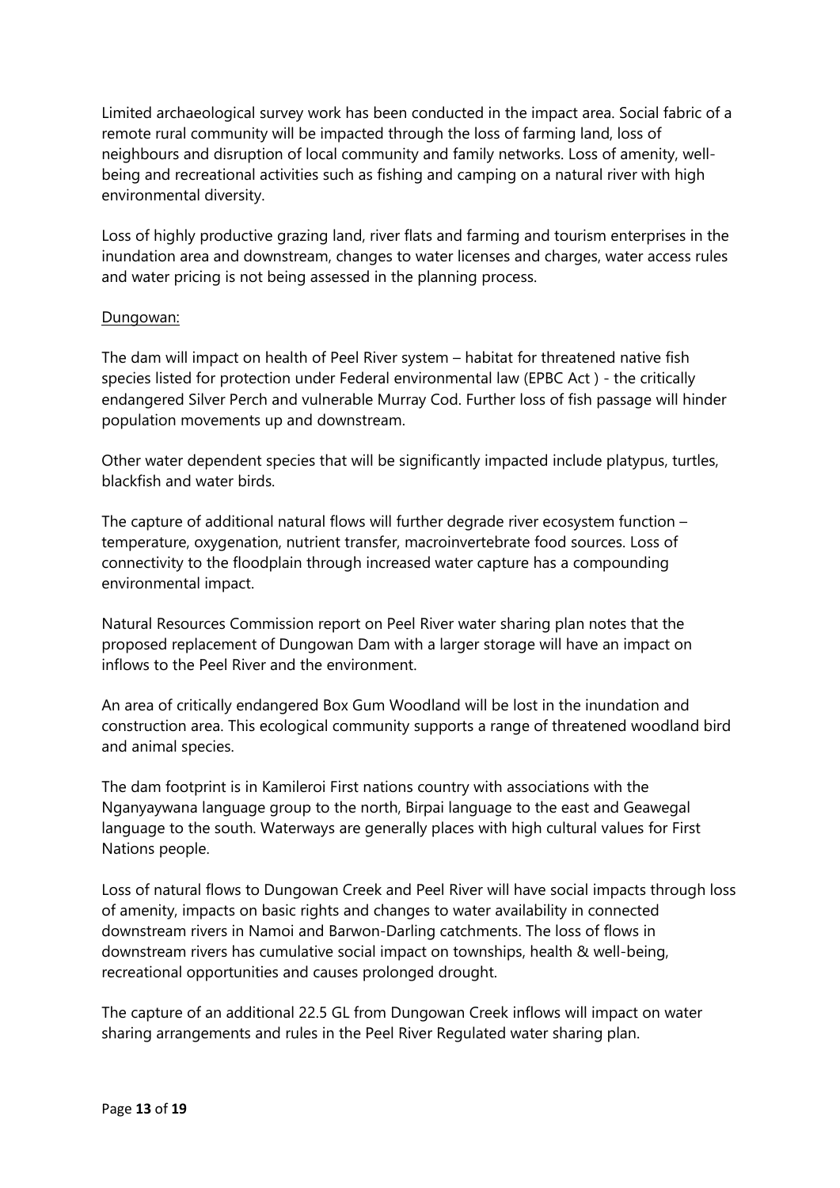Limited archaeological survey work has been conducted in the impact area. Social fabric of a remote rural community will be impacted through the loss of farming land, loss of neighbours and disruption of local community and family networks. Loss of amenity, well-being and recreational activities such as fishing and camping on a natural river with high environmental diversity.

Loss of highly productive grazing land, river flats and farming and tourism enterprises in the inundation area and downstream, changes to water licenses and charges, water access rules and water pricing is not being assessed in the planning process.

<u>Dungowan:</u>

The dam will impact on health of Peel River system – habitat for threatened native fish species listed for protection under Federal environmental law (EPBC Act ) - the critically endangered Silver Perch and vulnerable Murray Cod. Further loss of fish passage will hinder population movements up and downstream.

Other water dependent species that will be significantly impacted include platypus, turtles, blackfish and water birds.

The capture of additional natural flows will further degrade river ecosystem function – temperature, oxygenation, nutrient transfer, macroinvertebrate food sources. Loss of connectivity to the floodplain through increased water capture has a compounding environmental impact.

Natural Resources Commission report on Peel River water sharing plan notes that the proposed replacement of Dungowan Dam with a larger storage will have an impact on inflows to the Peel River and the environment.

An area of critically endangered Box Gum Woodland will be lost in the inundation and construction area. This ecological community supports a range of threatened woodland bird and animal species.

The dam footprint is in Kamileroi First nations country with associations with the Nganyaywana language group to the north, Birpai language to the east and Geawegal language to the south. Waterways are generally places with high cultural values for First Nations people.

Loss of natural flows to Dungowan Creek and Peel River will have social impacts through loss of amenity, impacts on basic rights and changes to water availability in connected downstream rivers in Namoi and Barwon-Darling catchments. The loss of flows in downstream rivers has cumulative social impact on townships, health & well-being, recreational opportunities and causes prolonged drought.

The capture of an additional 22.5 GL from Dungowan Creek inflows will impact on water sharing arrangements and rules in the Peel River Regulated water sharing plan.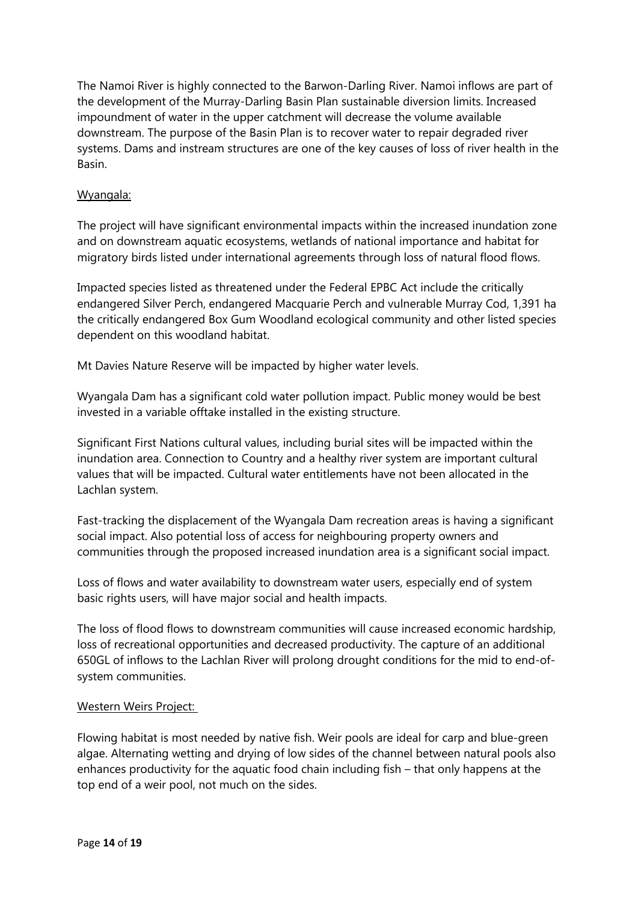The Namoi River is highly connected to the Barwon-Darling River. Namoi inflows are part of the development of the Murray-Darling Basin Plan sustainable diversion limits. Increased impoundment of water in the upper catchment will decrease the volume available downstream. The purpose of the Basin Plan is to recover water to repair degraded river systems. Dams and instream structures are one of the key causes of loss of river health in the Basin.

<u>Wyangala:</u>

The project will have significant environmental impacts within the increased inundation zone and on downstream aquatic ecosystems, wetlands of national importance and habitat for migratory birds listed under international agreements through loss of natural flood flows.

Impacted species listed as threatened under the Federal EPBC Act include the critically endangered Silver Perch, endangered Macquarie Perch and vulnerable Murray Cod, 1,391 ha the critically endangered Box Gum Woodland ecological community and other listed species dependent on this woodland habitat.

Mt Davies Nature Reserve will be impacted by higher water levels.

Wyangala Dam has a significant cold water pollution impact. Public money would be best invested in a variable offtake installed in the existing structure.

Significant First Nations cultural values, including burial sites will be impacted within the inundation area. Connection to Country and a healthy river system are important cultural values that will be impacted. Cultural water entitlements have not been allocated in the Lachlan system.

Fast-tracking the displacement of the Wyangala Dam recreation areas is having a significant social impact. Also potential loss of access for neighbouring property owners and communities through the proposed increased inundation area is a significant social impact.

Loss of flows and water availability to downstream water users, especially end of system basic rights users, will have major social and health impacts.

The loss of flood flows to downstream communities will cause increased economic hardship, loss of recreational opportunities and decreased productivity. The capture of an additional 650GL of inflows to the Lachlan River will prolong drought conditions for the mid to end-of-system communities.

<u>Western Weirs Project:</u>

Flowing habitat is most needed by native fish. Weir pools are ideal for carp and blue-green algae. Alternating wetting and drying of low sides of the channel between natural pools also enhances productivity for the aquatic food chain including fish – that only happens at the top end of a weir pool, not much on the sides.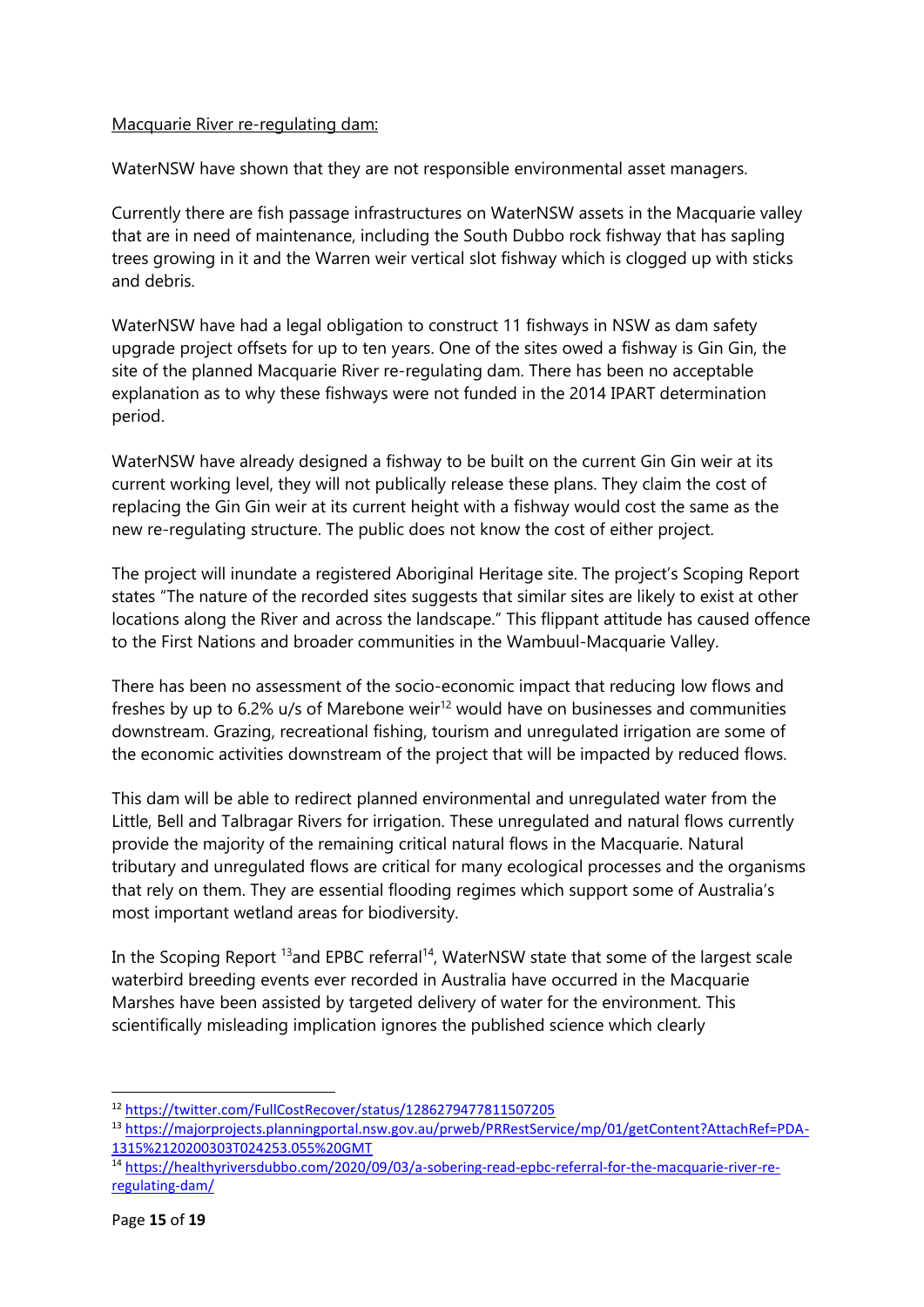Macquarie River re-regulating dam:

WaterNSW have shown that they are not responsible environmental asset managers.

Currently there are fish passage infrastructures on WaterNSW assets in the Macquarie valley that are in need of maintenance, including the South Dubbo rock fishway that has sapling trees growing in it and the Warren weir vertical slot fishway which is clogged up with sticks and debris.

WaterNSW have had a legal obligation to construct 11 fishways in NSW as dam safety upgrade project offsets for up to ten years. One of the sites owed a fishway is Gin Gin, the site of the planned Macquarie River re-regulating dam. There has been no acceptable explanation as to why these fishways were not funded in the 2014 IPART determination period.

WaterNSW have already designed a fishway to be built on the current Gin Gin weir at its current working level, they will not publically release these plans. They claim the cost of replacing the Gin Gin weir at its current height with a fishway would cost the same as the new re-regulating structure. The public does not know the cost of either project.

The project will inundate a registered Aboriginal Heritage site. The project's Scoping Report states "The nature of the recorded sites suggests that similar sites are likely to exist at other locations along the River and across the landscape." This flippant attitude has caused offence to the First Nations and broader communities in the Wambuul-Macquarie Valley.

There has been no assessment of the socio-economic impact that reducing low flows and freshes by up to 6.2% u/s of Marebone weir[12] would have on businesses and communities downstream. Grazing, recreational fishing, tourism and unregulated irrigation are some of the economic activities downstream of the project that will be impacted by reduced flows.

This dam will be able to redirect planned environmental and unregulated water from the Little, Bell and Talbragar Rivers for irrigation. These unregulated and natural flows currently provide the majority of the remaining critical natural flows in the Macquarie. Natural tributary and unregulated flows are critical for many ecological processes and the organisms that rely on them. They are essential flooding regimes which support some of Australia's most important wetland areas for biodiversity.

In the Scoping Report [13]and EPBC referral[14], WaterNSW state that some of the largest scale waterbird breeding events ever recorded in Australia have occurred in the Macquarie Marshes have been assisted by targeted delivery of water for the environment. This scientifically misleading implication ignores the published science which clearly

---

[12] https://twitter.com/FullCostRecover/status/1286279477811507205

[13] https://majorprojects.planningportal.nsw.gov.au/prweb/PRRestService/mp/01/getContent?AttachRef=PDA-1315%2120200303T024253.055%20GMT

[14] https://healthyriversdubbo.com/2020/09/03/a-sobering-read-epbc-referral-for-the-macquarie-river-re-regulating-dam/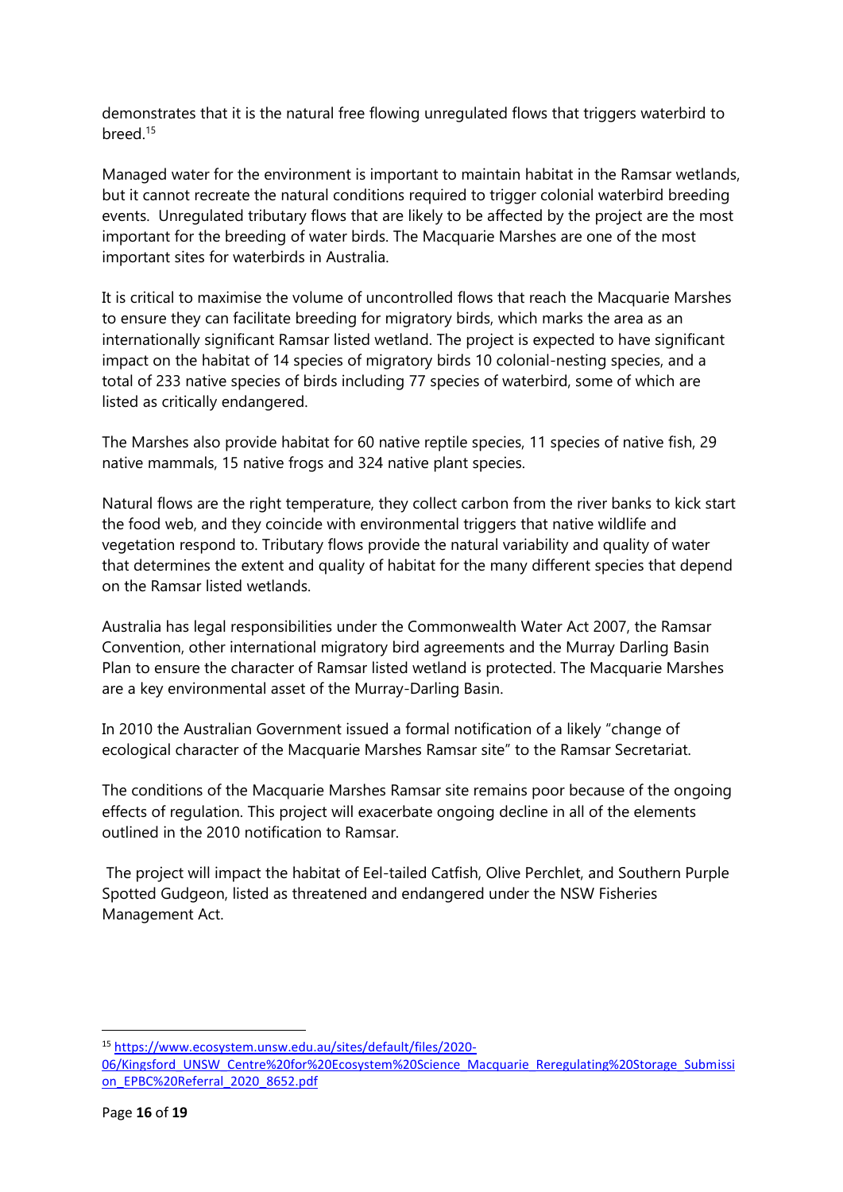demonstrates that it is the natural free flowing unregulated flows that triggers waterbird to breed.[15]

Managed water for the environment is important to maintain habitat in the Ramsar wetlands, but it cannot recreate the natural conditions required to trigger colonial waterbird breeding events. Unregulated tributary flows that are likely to be affected by the project are the most important for the breeding of water birds. The Macquarie Marshes are one of the most important sites for waterbirds in Australia.

It is critical to maximise the volume of uncontrolled flows that reach the Macquarie Marshes to ensure they can facilitate breeding for migratory birds, which marks the area as an internationally significant Ramsar listed wetland. The project is expected to have significant impact on the habitat of 14 species of migratory birds 10 colonial-nesting species, and a total of 233 native species of birds including 77 species of waterbird, some of which are listed as critically endangered.

The Marshes also provide habitat for 60 native reptile species, 11 species of native fish, 29 native mammals, 15 native frogs and 324 native plant species.

Natural flows are the right temperature, they collect carbon from the river banks to kick start the food web, and they coincide with environmental triggers that native wildlife and vegetation respond to. Tributary flows provide the natural variability and quality of water that determines the extent and quality of habitat for the many different species that depend on the Ramsar listed wetlands.

Australia has legal responsibilities under the Commonwealth Water Act 2007, the Ramsar Convention, other international migratory bird agreements and the Murray Darling Basin Plan to ensure the character of Ramsar listed wetland is protected. The Macquarie Marshes are a key environmental asset of the Murray-Darling Basin.

In 2010 the Australian Government issued a formal notification of a likely "change of ecological character of the Macquarie Marshes Ramsar site" to the Ramsar Secretariat.

The conditions of the Macquarie Marshes Ramsar site remains poor because of the ongoing effects of regulation. This project will exacerbate ongoing decline in all of the elements outlined in the 2010 notification to Ramsar.

The project will impact the habitat of Eel-tailed Catfish, Olive Perchlet, and Southern Purple Spotted Gudgeon, listed as threatened and endangered under the NSW Fisheries Management Act.

---

[15] https://www.ecosystem.unsw.edu.au/sites/default/files/2020-06/Kingsford_UNSW_Centre%20for%20Ecosystem%20Science_Macquarie_Reregulating%20Storage_Submission_EPBC%20Referral_2020_8652.pdf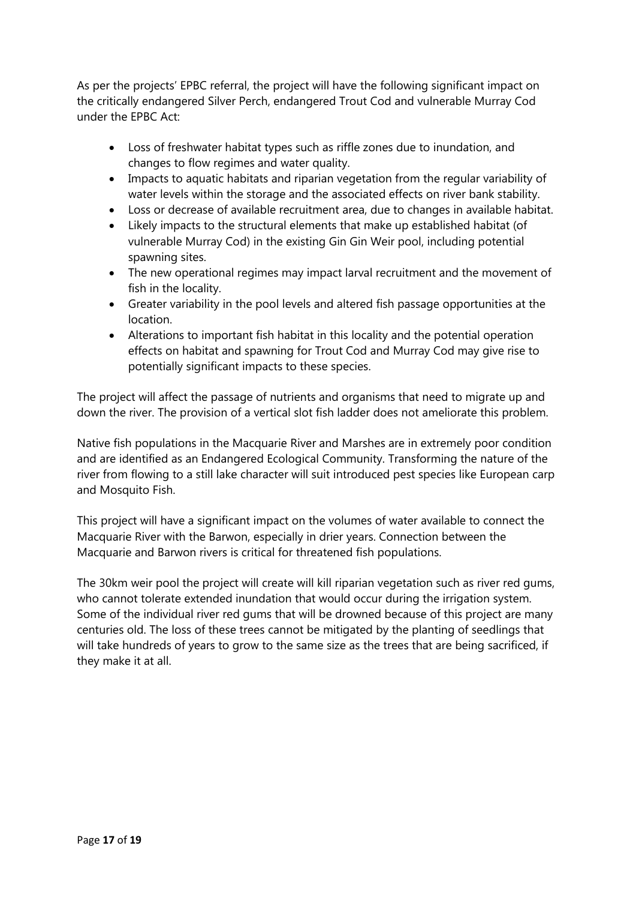As per the projects' EPBC referral, the project will have the following significant impact on the critically endangered Silver Perch, endangered Trout Cod and vulnerable Murray Cod under the EPBC Act:

- Loss of freshwater habitat types such as riffle zones due to inundation, and changes to flow regimes and water quality.
- Impacts to aquatic habitats and riparian vegetation from the regular variability of water levels within the storage and the associated effects on river bank stability.
- Loss or decrease of available recruitment area, due to changes in available habitat.
- Likely impacts to the structural elements that make up established habitat (of vulnerable Murray Cod) in the existing Gin Gin Weir pool, including potential spawning sites.
- The new operational regimes may impact larval recruitment and the movement of fish in the locality.
- Greater variability in the pool levels and altered fish passage opportunities at the location.
- Alterations to important fish habitat in this locality and the potential operation effects on habitat and spawning for Trout Cod and Murray Cod may give rise to potentially significant impacts to these species.

The project will affect the passage of nutrients and organisms that need to migrate up and down the river. The provision of a vertical slot fish ladder does not ameliorate this problem.

Native fish populations in the Macquarie River and Marshes are in extremely poor condition and are identified as an Endangered Ecological Community. Transforming the nature of the river from flowing to a still lake character will suit introduced pest species like European carp and Mosquito Fish.

This project will have a significant impact on the volumes of water available to connect the Macquarie River with the Barwon, especially in drier years. Connection between the Macquarie and Barwon rivers is critical for threatened fish populations.

The 30km weir pool the project will create will kill riparian vegetation such as river red gums, who cannot tolerate extended inundation that would occur during the irrigation system. Some of the individual river red gums that will be drowned because of this project are many centuries old. The loss of these trees cannot be mitigated by the planting of seedlings that will take hundreds of years to grow to the same size as the trees that are being sacrificed, if they make it at all.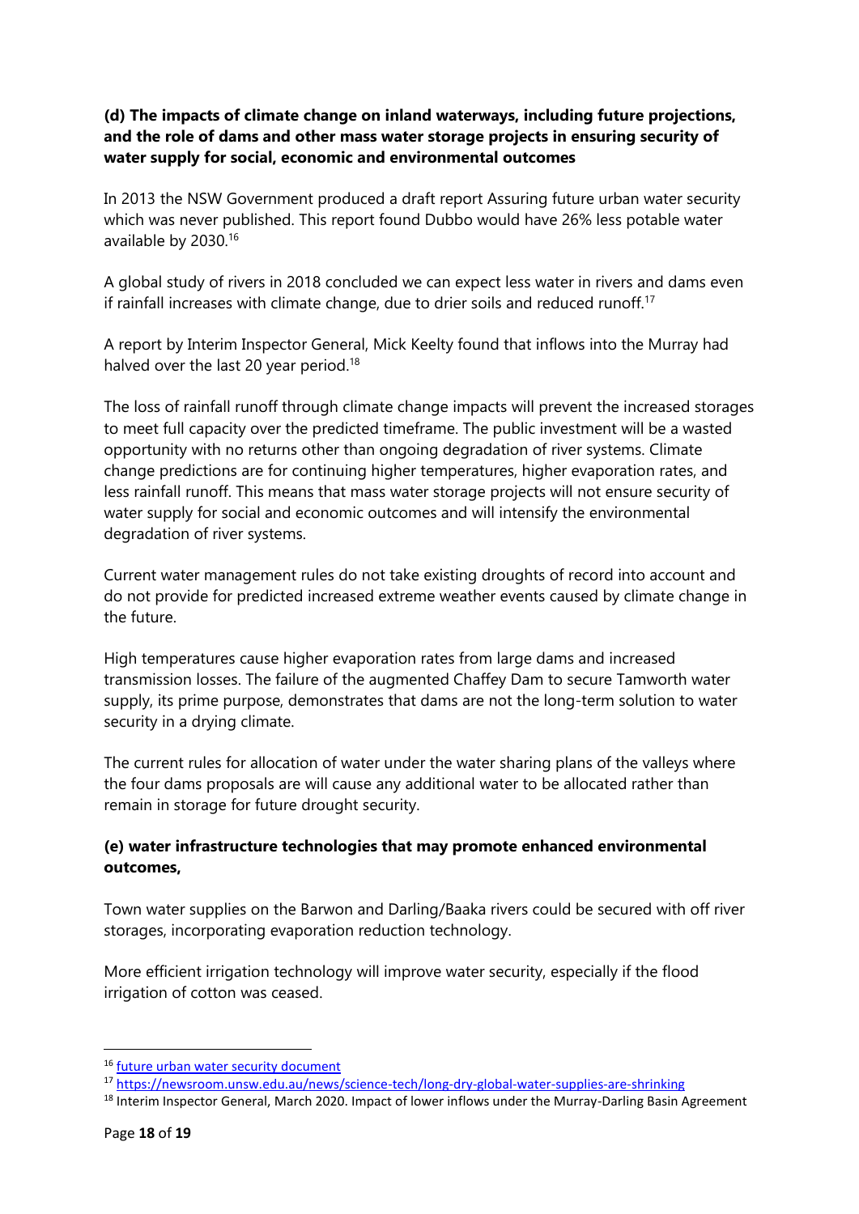**(d) The impacts of climate change on inland waterways, including future projections, and the role of dams and other mass water storage projects in ensuring security of water supply for social, economic and environmental outcomes**

In 2013 the NSW Government produced a draft report Assuring future urban water security which was never published. This report found Dubbo would have 26% less potable water available by 2030.[16]

A global study of rivers in 2018 concluded we can expect less water in rivers and dams even if rainfall increases with climate change, due to drier soils and reduced runoff.[17]

A report by Interim Inspector General, Mick Keelty found that inflows into the Murray had halved over the last 20 year period.[18]

The loss of rainfall runoff through climate change impacts will prevent the increased storages to meet full capacity over the predicted timeframe. The public investment will be a wasted opportunity with no returns other than ongoing degradation of river systems. Climate change predictions are for continuing higher temperatures, higher evaporation rates, and less rainfall runoff. This means that mass water storage projects will not ensure security of water supply for social and economic outcomes and will intensify the environmental degradation of river systems.

Current water management rules do not take existing droughts of record into account and do not provide for predicted increased extreme weather events caused by climate change in the future.

High temperatures cause higher evaporation rates from large dams and increased transmission losses. The failure of the augmented Chaffey Dam to secure Tamworth water supply, its prime purpose, demonstrates that dams are not the long-term solution to water security in a drying climate.

The current rules for allocation of water under the water sharing plans of the valleys where the four dams proposals are will cause any additional water to be allocated rather than remain in storage for future drought security.

**(e) water infrastructure technologies that may promote enhanced environmental outcomes,**

Town water supplies on the Barwon and Darling/Baaka rivers could be secured with off river storages, incorporating evaporation reduction technology.

More efficient irrigation technology will improve water security, especially if the flood irrigation of cotton was ceased.

---

[16] future urban water security document

[17] https://newsroom.unsw.edu.au/news/science-tech/long-dry-global-water-supplies-are-shrinking

[18] Interim Inspector General, March 2020. Impact of lower inflows under the Murray-Darling Basin Agreement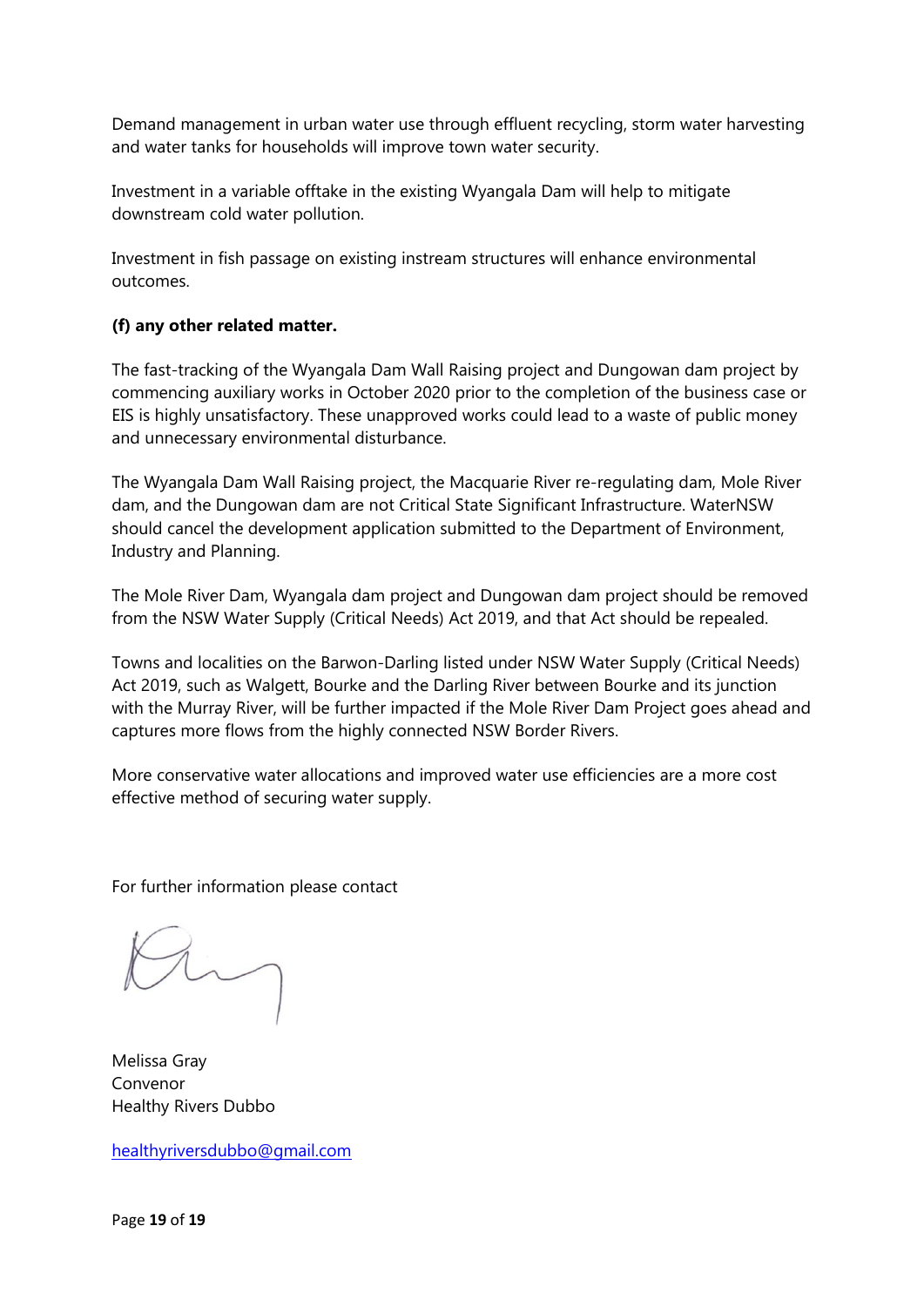Demand management in urban water use through effluent recycling, storm water harvesting and water tanks for households will improve town water security.

Investment in a variable offtake in the existing Wyangala Dam will help to mitigate downstream cold water pollution.

Investment in fish passage on existing instream structures will enhance environmental outcomes.

**(f) any other related matter.**

The fast-tracking of the Wyangala Dam Wall Raising project and Dungowan dam project by commencing auxiliary works in October 2020 prior to the completion of the business case or EIS is highly unsatisfactory. These unapproved works could lead to a waste of public money and unnecessary environmental disturbance.

The Wyangala Dam Wall Raising project, the Macquarie River re-regulating dam, Mole River dam, and the Dungowan dam are not Critical State Significant Infrastructure. WaterNSW should cancel the development application submitted to the Department of Environment, Industry and Planning.

The Mole River Dam, Wyangala dam project and Dungowan dam project should be removed from the NSW Water Supply (Critical Needs) Act 2019, and that Act should be repealed.

Towns and localities on the Barwon-Darling listed under NSW Water Supply (Critical Needs) Act 2019, such as Walgett, Bourke and the Darling River between Bourke and its junction with the Murray River, will be further impacted if the Mole River Dam Project goes ahead and captures more flows from the highly connected NSW Border Rivers.

More conservative water allocations and improved water use efficiencies are a more cost effective method of securing water supply.

For further information please contact

Melissa Gray
Convenor
Healthy Rivers Dubbo

healthyriversdubbo@gmail.com